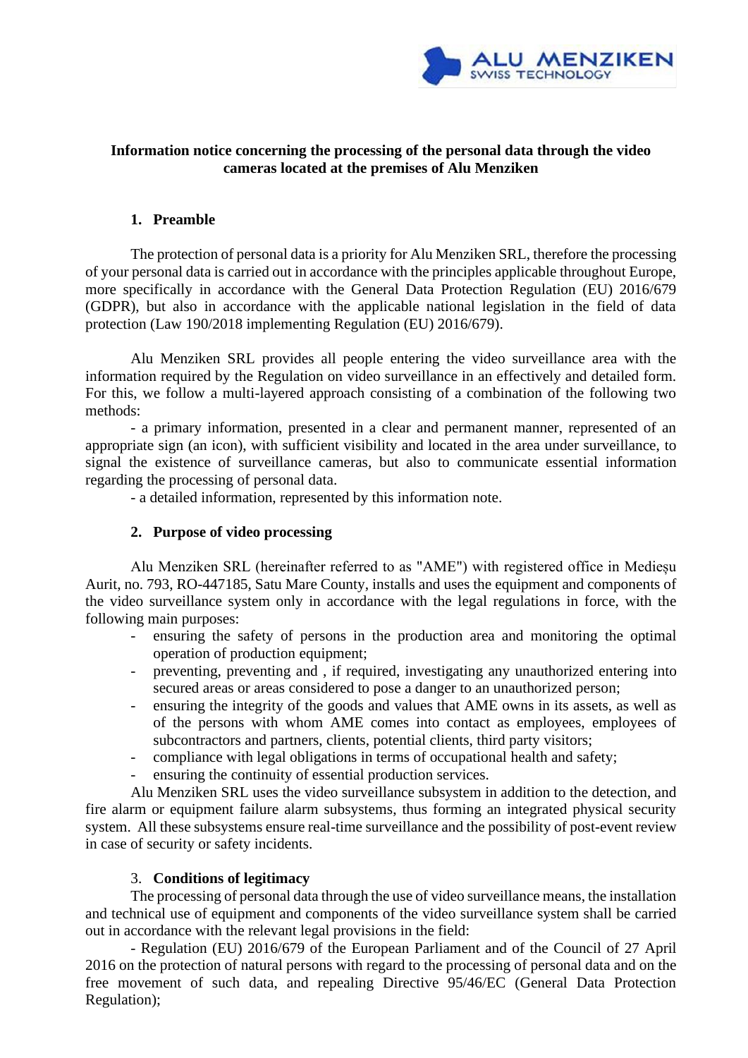**Information notice concerning the processing of the personal data through the video cameras located at the premises of Alu Menziken**

## 1. Preamble

The protection of personal data is a priority for Alu Menziken SRL, therefore the processing of your personal data is carried out in accordance with the principles applicable throughout Europe, more specifically in accordance with the General Data Protection Regulation (EU) 2016/679 (GDPR), but also in accordance with the applicable national legislation in the field of data protection (Law 190/2018 implementing Regulation (EU) 2016/679).

Alu Menziken SRL provides all people entering the video surveillance area with the information required by the Regulation on video surveillance in an effectively and detailed form. For this, we follow a multi-layered approach consisting of a combination of the following two methods:

- a primary information, presented in a clear and permanent manner, represented of an appropriate sign (an icon), with sufficient visibility and located in the area under surveillance, to signal the existence of surveillance cameras, but also to communicate essential information regarding the processing of personal data.

- a detailed information, represented by this information note.

## 2. Purpose of video processing

Alu Menziken SRL (hereinafter referred to as "AME") with registered office in Medieșu Aurit, no. 793, RO-447185, Satu Mare County, installs and uses the equipment and components of the video surveillance system only in accordance with the legal regulations in force, with the following main purposes:

- ensuring the safety of persons in the production area and monitoring the optimal operation of production equipment;
- preventing, preventing and , if required, investigating any unauthorized entering into secured areas or areas considered to pose a danger to an unauthorized person;
- ensuring the integrity of the goods and values that AME owns in its assets, as well as of the persons with whom AME comes into contact as employees, employees of subcontractors and partners, clients, potential clients, third party visitors;
- compliance with legal obligations in terms of occupational health and safety;
- ensuring the continuity of essential production services.

Alu Menziken SRL uses the video surveillance subsystem in addition to the detection, and fire alarm or equipment failure alarm subsystems, thus forming an integrated physical security system. All these subsystems ensure real-time surveillance and the possibility of post-event review in case of security or safety incidents.

## 3. Conditions of legitimacy

The processing of personal data through the use of video surveillance means, the installation and technical use of equipment and components of the video surveillance system shall be carried out in accordance with the relevant legal provisions in the field:

- Regulation (EU) 2016/679 of the European Parliament and of the Council of 27 April 2016 on the protection of natural persons with regard to the processing of personal data and on the free movement of such data, and repealing Directive 95/46/EC (General Data Protection Regulation);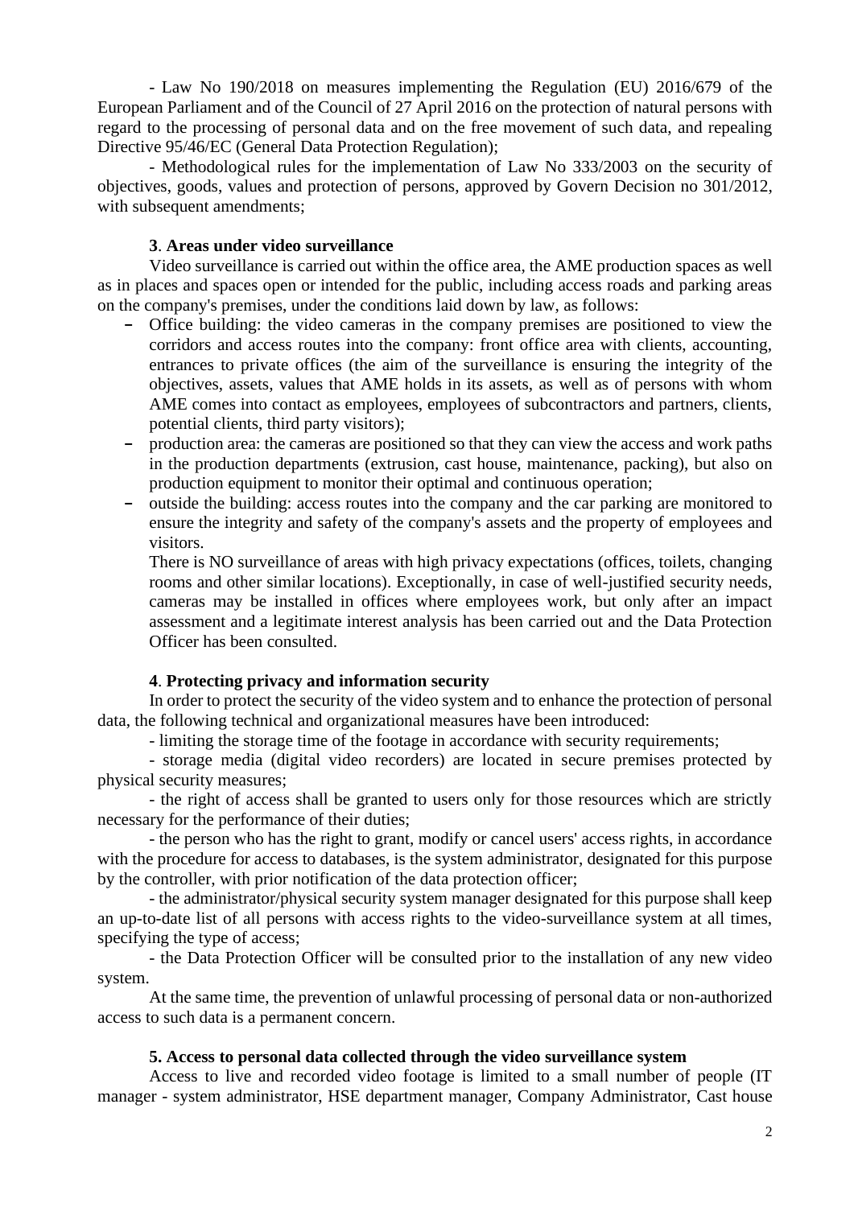- Law No 190/2018 on measures implementing the Regulation (EU) 2016/679 of the European Parliament and of the Council of 27 April 2016 on the protection of natural persons with regard to the processing of personal data and on the free movement of such data, and repealing Directive 95/46/EC (General Data Protection Regulation);

- Methodological rules for the implementation of Law No 333/2003 on the security of objectives, goods, values and protection of persons, approved by Govern Decision no 301/2012, with subsequent amendments;

**3**. **Areas under video surveillance**

Video surveillance is carried out within the office area, the AME production spaces as well as in places and spaces open or intended for the public, including access roads and parking areas on the company's premises, under the conditions laid down by law, as follows:

- Office building: the video cameras in the company premises are positioned to view the corridors and access routes into the company: front office area with clients, accounting, entrances to private offices (the aim of the surveillance is ensuring the integrity of the objectives, assets, values that AME holds in its assets, as well as of persons with whom AME comes into contact as employees, employees of subcontractors and partners, clients, potential clients, third party visitors);
- production area: the cameras are positioned so that they can view the access and work paths in the production departments (extrusion, cast house, maintenance, packing), but also on production equipment to monitor their optimal and continuous operation;
- outside the building: access routes into the company and the car parking are monitored to ensure the integrity and safety of the company's assets and the property of employees and visitors.

  There is NO surveillance of areas with high privacy expectations (offices, toilets, changing rooms and other similar locations). Exceptionally, in case of well-justified security needs, cameras may be installed in offices where employees work, but only after an impact assessment and a legitimate interest analysis has been carried out and the Data Protection Officer has been consulted.

**4**. **Protecting privacy and information security**

In order to protect the security of the video system and to enhance the protection of personal data, the following technical and organizational measures have been introduced:

- limiting the storage time of the footage in accordance with security requirements;

- storage media (digital video recorders) are located in secure premises protected by physical security measures;

- the right of access shall be granted to users only for those resources which are strictly necessary for the performance of their duties;

- the person who has the right to grant, modify or cancel users' access rights, in accordance with the procedure for access to databases, is the system administrator, designated for this purpose by the controller, with prior notification of the data protection officer;

- the administrator/physical security system manager designated for this purpose shall keep an up-to-date list of all persons with access rights to the video-surveillance system at all times, specifying the type of access;

- the Data Protection Officer will be consulted prior to the installation of any new video system.

At the same time, the prevention of unlawful processing of personal data or non-authorized access to such data is a permanent concern.

**5. Access to personal data collected through the video surveillance system**

Access to live and recorded video footage is limited to a small number of people (IT manager - system administrator, HSE department manager, Company Administrator, Cast house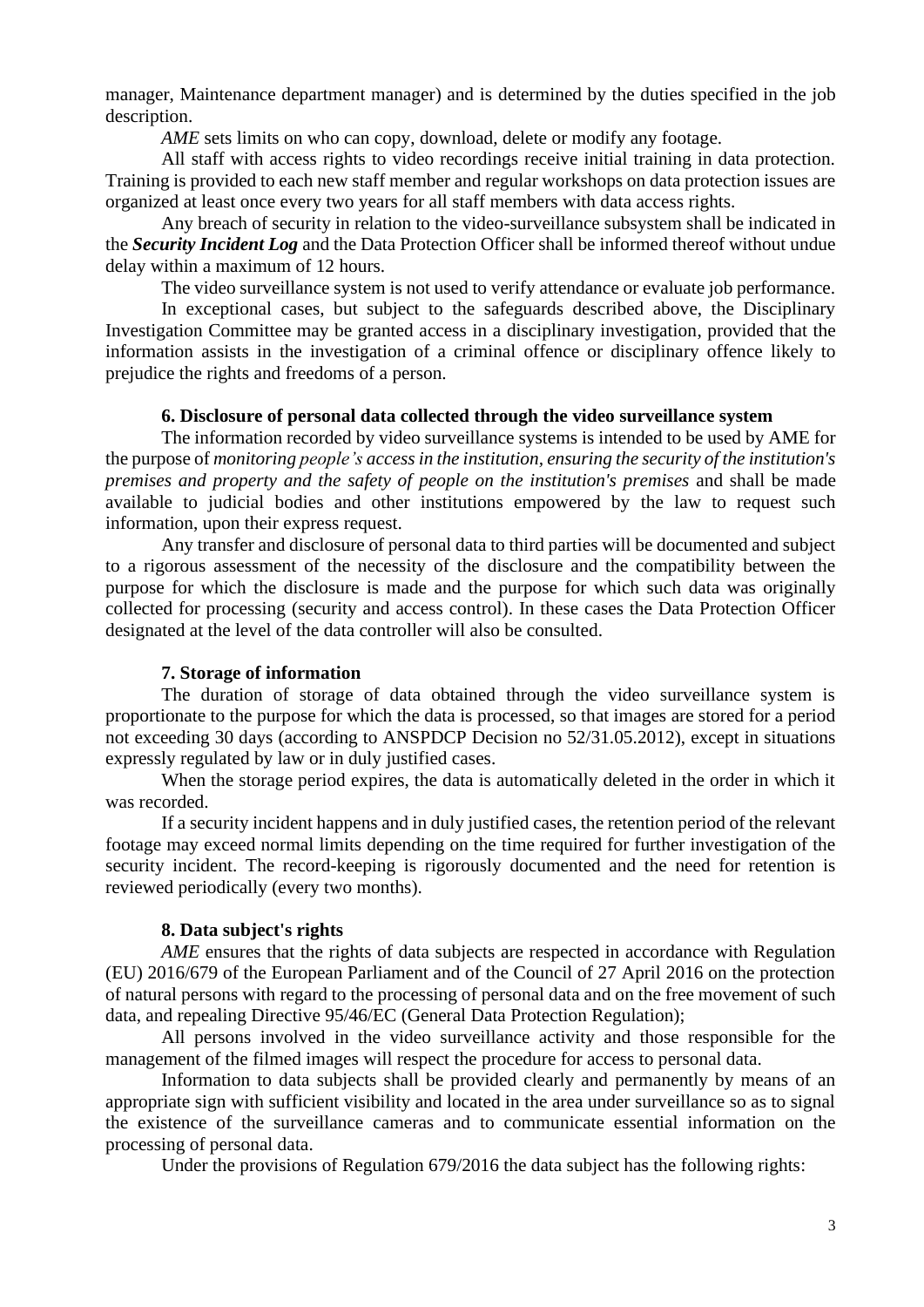manager, Maintenance department manager) and is determined by the duties specified in the job description.

*AME* sets limits on who can copy, download, delete or modify any footage.

All staff with access rights to video recordings receive initial training in data protection. Training is provided to each new staff member and regular workshops on data protection issues are organized at least once every two years for all staff members with data access rights.

Any breach of security in relation to the video-surveillance subsystem shall be indicated in the ***Security Incident Log*** and the Data Protection Officer shall be informed thereof without undue delay within a maximum of 12 hours.

The video surveillance system is not used to verify attendance or evaluate job performance.

In exceptional cases, but subject to the safeguards described above, the Disciplinary Investigation Committee may be granted access in a disciplinary investigation, provided that the information assists in the investigation of a criminal offence or disciplinary offence likely to prejudice the rights and freedoms of a person.

### 6. Disclosure of personal data collected through the video surveillance system

The information recorded by video surveillance systems is intended to be used by AME for the purpose of *monitoring people's access in the institution, ensuring the security of the institution's premises and property and the safety of people on the institution's premises* and shall be made available to judicial bodies and other institutions empowered by the law to request such information, upon their express request.

Any transfer and disclosure of personal data to third parties will be documented and subject to a rigorous assessment of the necessity of the disclosure and the compatibility between the purpose for which the disclosure is made and the purpose for which such data was originally collected for processing (security and access control). In these cases the Data Protection Officer designated at the level of the data controller will also be consulted.

### 7. Storage of information

The duration of storage of data obtained through the video surveillance system is proportionate to the purpose for which the data is processed, so that images are stored for a period not exceeding 30 days (according to ANSPDCP Decision no 52/31.05.2012), except in situations expressly regulated by law or in duly justified cases.

When the storage period expires, the data is automatically deleted in the order in which it was recorded.

If a security incident happens and in duly justified cases, the retention period of the relevant footage may exceed normal limits depending on the time required for further investigation of the security incident. The record-keeping is rigorously documented and the need for retention is reviewed periodically (every two months).

### 8. Data subject's rights

*AME* ensures that the rights of data subjects are respected in accordance with Regulation (EU) 2016/679 of the European Parliament and of the Council of 27 April 2016 on the protection of natural persons with regard to the processing of personal data and on the free movement of such data, and repealing Directive 95/46/EC (General Data Protection Regulation);

All persons involved in the video surveillance activity and those responsible for the management of the filmed images will respect the procedure for access to personal data.

Information to data subjects shall be provided clearly and permanently by means of an appropriate sign with sufficient visibility and located in the area under surveillance so as to signal the existence of the surveillance cameras and to communicate essential information on the processing of personal data.

Under the provisions of Regulation 679/2016 the data subject has the following rights: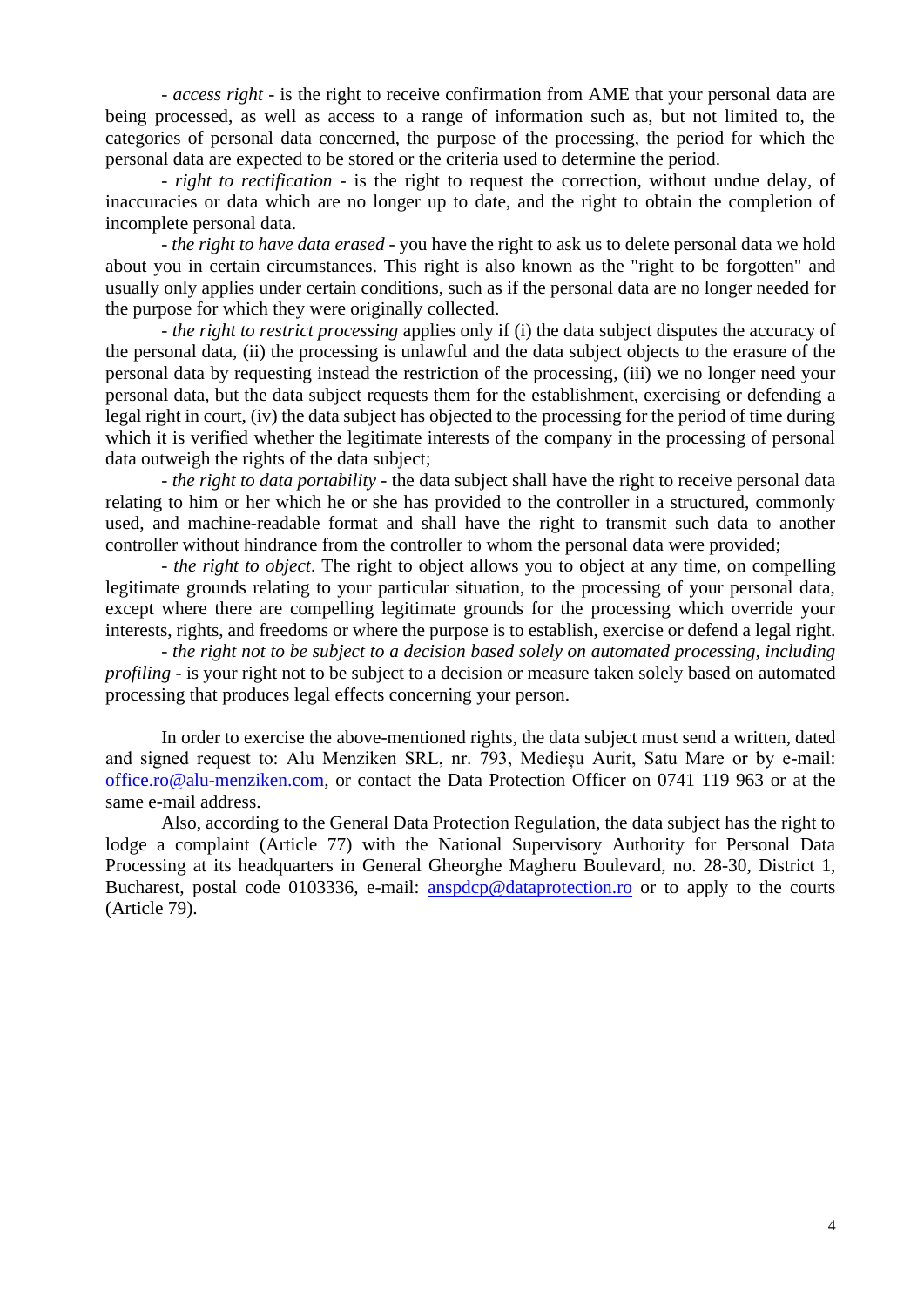- *access right* - is the right to receive confirmation from AME that your personal data are being processed, as well as access to a range of information such as, but not limited to, the categories of personal data concerned, the purpose of the processing, the period for which the personal data are expected to be stored or the criteria used to determine the period.

- *right to rectification* - is the right to request the correction, without undue delay, of inaccuracies or data which are no longer up to date, and the right to obtain the completion of incomplete personal data.

- *the right to have data erased* - you have the right to ask us to delete personal data we hold about you in certain circumstances. This right is also known as the "right to be forgotten" and usually only applies under certain conditions, such as if the personal data are no longer needed for the purpose for which they were originally collected.

- *the right to restrict processing* applies only if (i) the data subject disputes the accuracy of the personal data, (ii) the processing is unlawful and the data subject objects to the erasure of the personal data by requesting instead the restriction of the processing, (iii) we no longer need your personal data, but the data subject requests them for the establishment, exercising or defending a legal right in court, (iv) the data subject has objected to the processing for the period of time during which it is verified whether the legitimate interests of the company in the processing of personal data outweigh the rights of the data subject;

- *the right to data portability* - the data subject shall have the right to receive personal data relating to him or her which he or she has provided to the controller in a structured, commonly used, and machine-readable format and shall have the right to transmit such data to another controller without hindrance from the controller to whom the personal data were provided;

- *the right to object*. The right to object allows you to object at any time, on compelling legitimate grounds relating to your particular situation, to the processing of your personal data, except where there are compelling legitimate grounds for the processing which override your interests, rights, and freedoms or where the purpose is to establish, exercise or defend a legal right.

- *the right not to be subject to a decision based solely on automated processing, including profiling* - is your right not to be subject to a decision or measure taken solely based on automated processing that produces legal effects concerning your person.

In order to exercise the above-mentioned rights, the data subject must send a written, dated and signed request to: Alu Menziken SRL, nr. 793, Medieșu Aurit, Satu Mare or by e-mail: office.ro@alu-menziken.com, or contact the Data Protection Officer on 0741 119 963 or at the same e-mail address.

Also, according to the General Data Protection Regulation, the data subject has the right to lodge a complaint (Article 77) with the National Supervisory Authority for Personal Data Processing at its headquarters in General Gheorghe Magheru Boulevard, no. 28-30, District 1, Bucharest, postal code 0103336, e-mail: anspdcp@dataprotection.ro or to apply to the courts (Article 79).